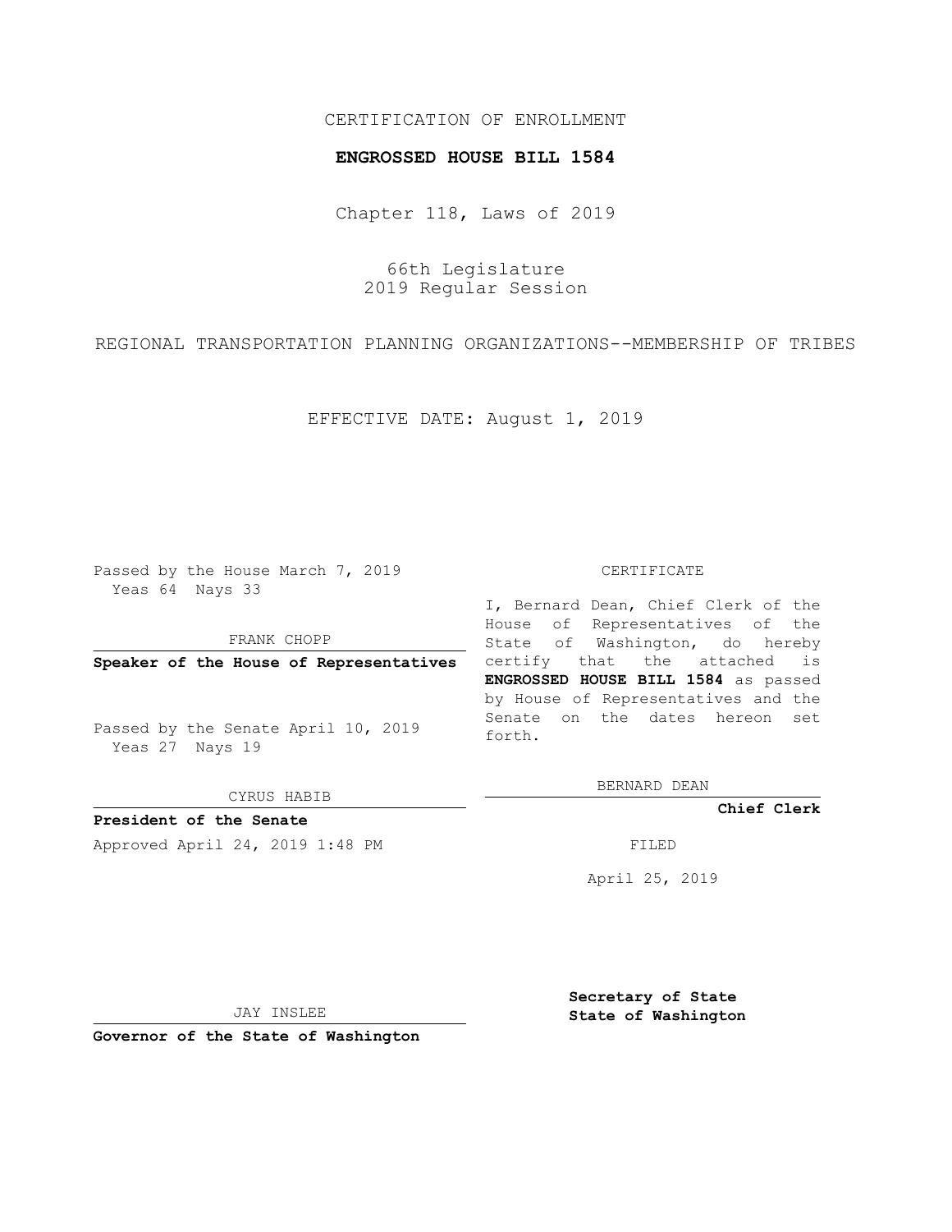CERTIFICATION OF ENROLLMENT

**ENGROSSED HOUSE BILL 1584**

Chapter 118, Laws of 2019

66th Legislature
2019 Regular Session

REGIONAL TRANSPORTATION PLANNING ORGANIZATIONS--MEMBERSHIP OF TRIBES

EFFECTIVE DATE: August 1, 2019

Passed by the House March 7, 2019
Yeas 64 Nays 33

FRANK CHOPP

**Speaker of the House of Representatives**

Passed by the Senate April 10, 2019
Yeas 27 Nays 19

CYRUS HABIB

**President of the Senate**

Approved April 24, 2019 1:48 PM

JAY INSLEE

**Governor of the State of Washington**

CERTIFICATE

I, Bernard Dean, Chief Clerk of the House of Representatives of the State of Washington, do hereby certify that the attached is **ENGROSSED HOUSE BILL 1584** as passed by House of Representatives and the Senate on the dates hereon set forth.

BERNARD DEAN

**Chief Clerk**

FILED

April 25, 2019

**Secretary of State**
**State of Washington**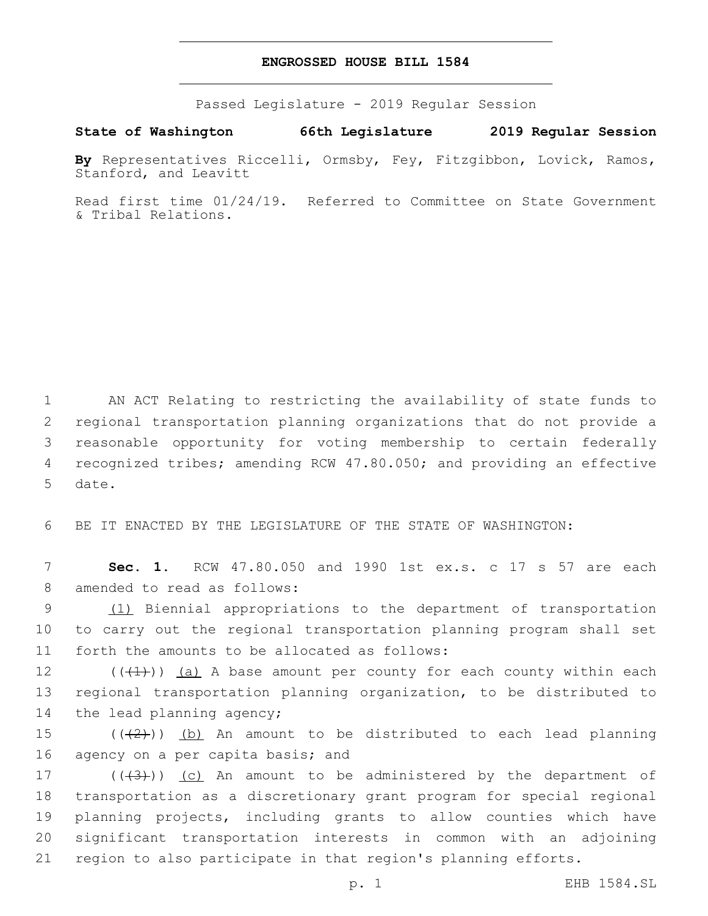# ENGROSSED HOUSE BILL 1584

Passed Legislature - 2019 Regular Session

**State of Washington 66th Legislature 2019 Regular Session**

**By** Representatives Riccelli, Ormsby, Fey, Fitzgibbon, Lovick, Ramos, Stanford, and Leavitt

Read first time 01/24/19. Referred to Committee on State Government & Tribal Relations.

1 AN ACT Relating to restricting the availability of state funds to 2 regional transportation planning organizations that do not provide a 3 reasonable opportunity for voting membership to certain federally 4 recognized tribes; amending RCW 47.80.050; and providing an effective 5 date.

6 BE IT ENACTED BY THE LEGISLATURE OF THE STATE OF WASHINGTON:

7 **Sec. 1.** RCW 47.80.050 and 1990 1st ex.s. c 17 s 57 are each 8 amended to read as follows:

9 (1) Biennial appropriations to the department of transportation 10 to carry out the regional transportation planning program shall set 11 forth the amounts to be allocated as follows:

12 ((~~(1)~~)) (a) A base amount per county for each county within each 13 regional transportation planning organization, to be distributed to 14 the lead planning agency;

15 ((~~(2)~~)) (b) An amount to be distributed to each lead planning 16 agency on a per capita basis; and

17 ((~~(3)~~)) (c) An amount to be administered by the department of 18 transportation as a discretionary grant program for special regional 19 planning projects, including grants to allow counties which have 20 significant transportation interests in common with an adjoining 21 region to also participate in that region's planning efforts.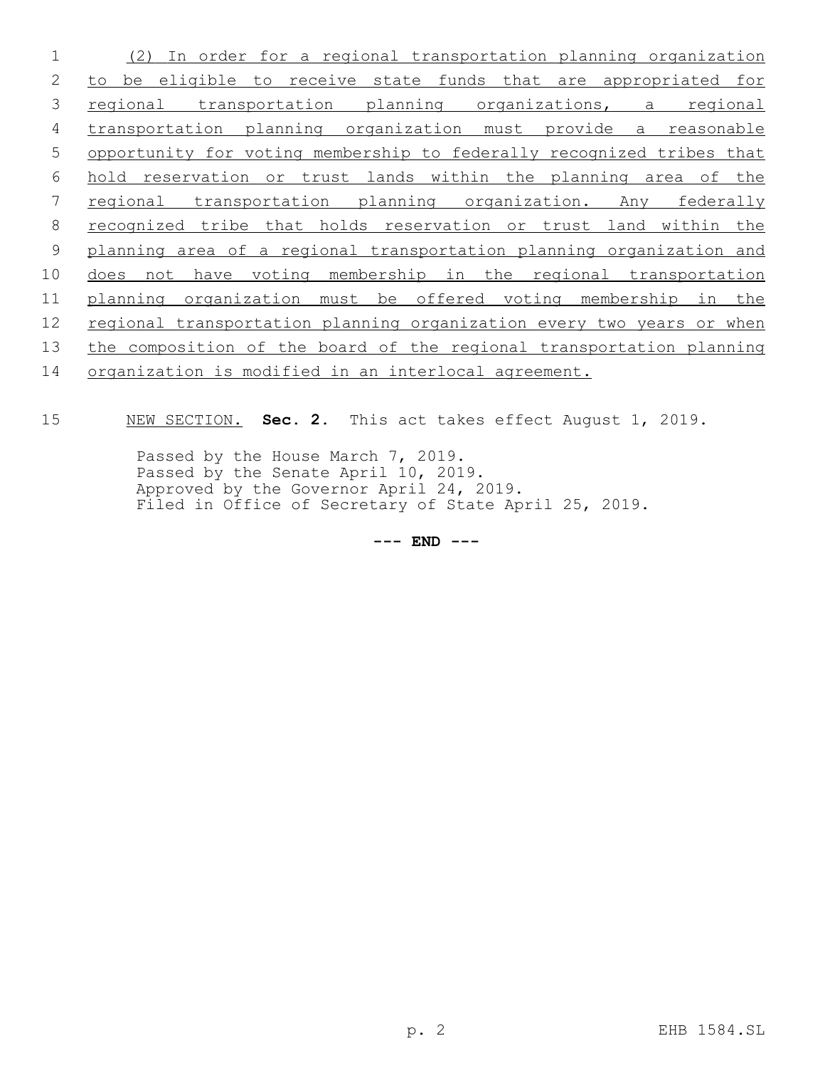(2) In order for a regional transportation planning organization to be eligible to receive state funds that are appropriated for regional transportation planning organizations, a regional transportation planning organization must provide a reasonable opportunity for voting membership to federally recognized tribes that hold reservation or trust lands within the planning area of the regional transportation planning organization. Any federally recognized tribe that holds reservation or trust land within the planning area of a regional transportation planning organization and does not have voting membership in the regional transportation planning organization must be offered voting membership in the regional transportation planning organization every two years or when the composition of the board of the regional transportation planning organization is modified in an interlocal agreement.

NEW SECTION. **Sec. 2.** This act takes effect August 1, 2019.

Passed by the House March 7, 2019.
Passed by the Senate April 10, 2019.
Approved by the Governor April 24, 2019.
Filed in Office of Secretary of State April 25, 2019.

**--- END ---**